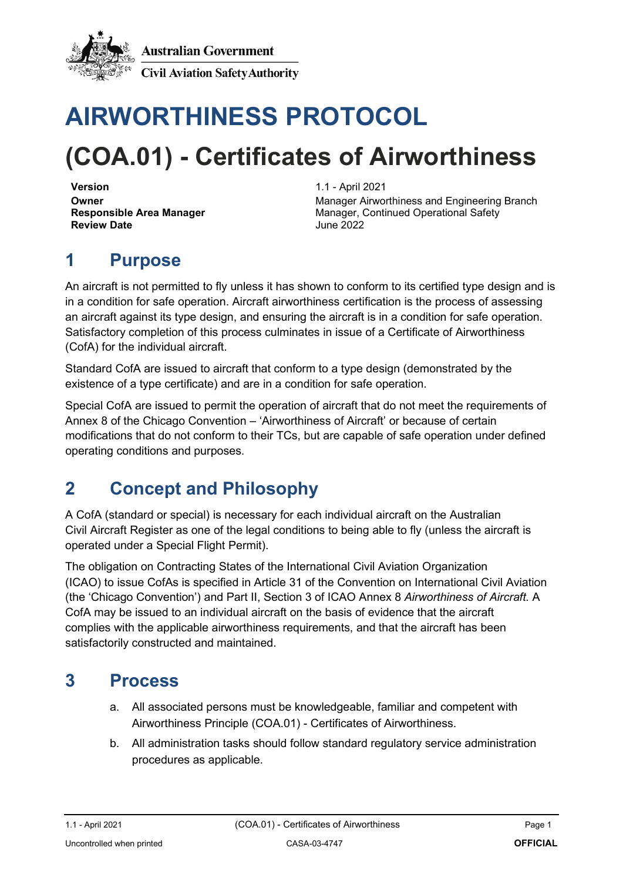Australian Government

Civil Aviation Safety Authority

# AIRWORTHINESS PROTOCOL

# (COA.01) - Certificates of Airworthiness

| | |
|---|---|
| **Version** | 1.1 - April 2021 |
| **Owner** | Manager Airworthiness and Engineering Branch |
| **Responsible Area Manager** | Manager, Continued Operational Safety |
| **Review Date** | June 2022 |

## 1 Purpose

An aircraft is not permitted to fly unless it has shown to conform to its certified type design and is in a condition for safe operation. Aircraft airworthiness certification is the process of assessing an aircraft against its type design, and ensuring the aircraft is in a condition for safe operation. Satisfactory completion of this process culminates in issue of a Certificate of Airworthiness (CofA) for the individual aircraft.

Standard CofA are issued to aircraft that conform to a type design (demonstrated by the existence of a type certificate) and are in a condition for safe operation.

Special CofA are issued to permit the operation of aircraft that do not meet the requirements of Annex 8 of the Chicago Convention – 'Airworthiness of Aircraft' or because of certain modifications that do not conform to their TCs, but are capable of safe operation under defined operating conditions and purposes.

## 2 Concept and Philosophy

A CofA (standard or special) is necessary for each individual aircraft on the Australian Civil Aircraft Register as one of the legal conditions to being able to fly (unless the aircraft is operated under a Special Flight Permit).

The obligation on Contracting States of the International Civil Aviation Organization (ICAO) to issue CofAs is specified in Article 31 of the Convention on International Civil Aviation (the 'Chicago Convention') and Part II, Section 3 of ICAO Annex 8 *Airworthiness of Aircraft.* A CofA may be issued to an individual aircraft on the basis of evidence that the aircraft complies with the applicable airworthiness requirements, and that the aircraft has been satisfactorily constructed and maintained.

## 3 Process

a. All associated persons must be knowledgeable, familiar and competent with Airworthiness Principle (COA.01) - Certificates of Airworthiness.

b. All administration tasks should follow standard regulatory service administration procedures as applicable.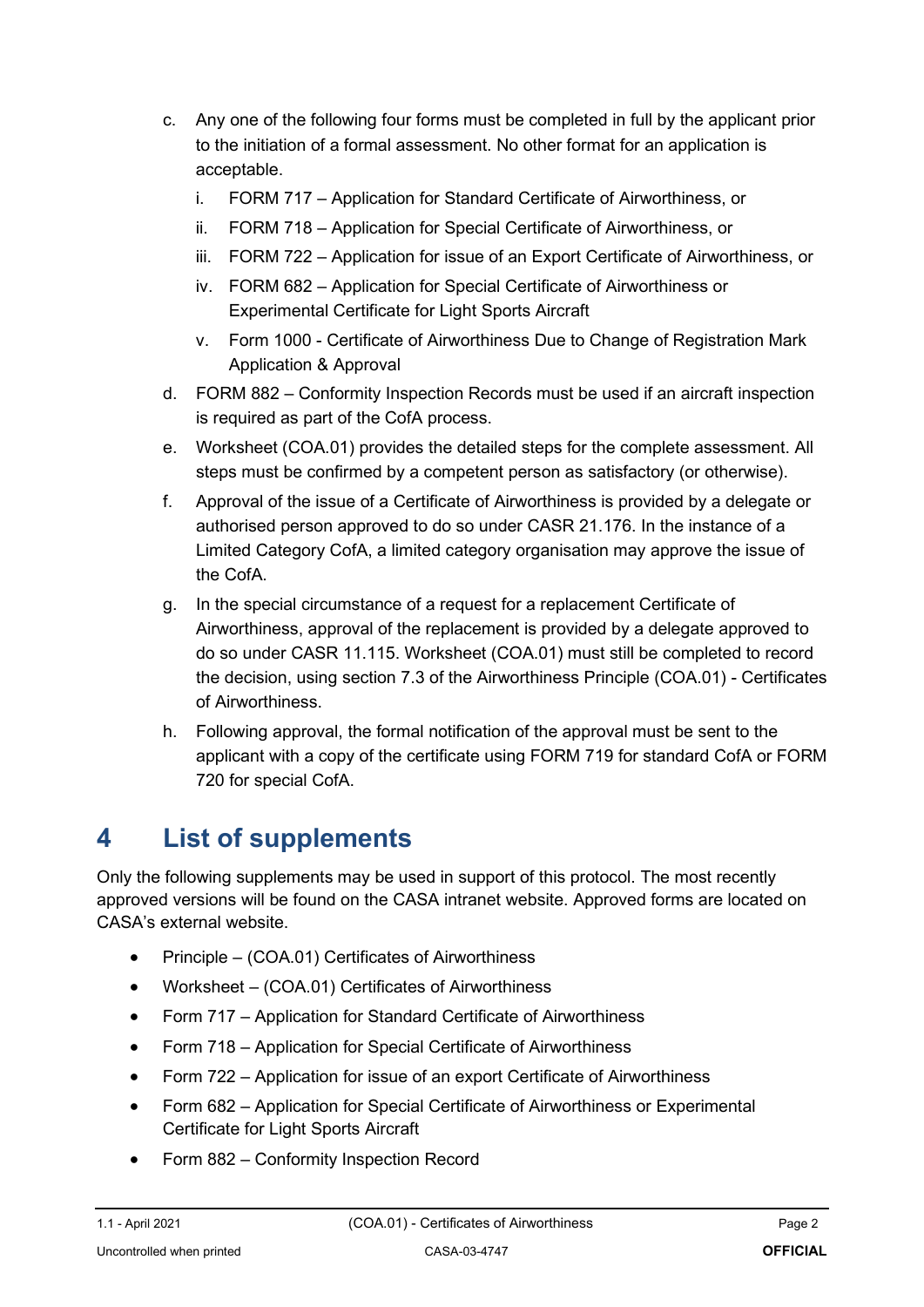c. Any one of the following four forms must be completed in full by the applicant prior to the initiation of a formal assessment. No other format for an application is acceptable.
   i. FORM 717 – Application for Standard Certificate of Airworthiness, or
   ii. FORM 718 – Application for Special Certificate of Airworthiness, or
   iii. FORM 722 – Application for issue of an Export Certificate of Airworthiness, or
   iv. FORM 682 – Application for Special Certificate of Airworthiness or Experimental Certificate for Light Sports Aircraft
   v. Form 1000 - Certificate of Airworthiness Due to Change of Registration Mark Application & Approval

d. FORM 882 – Conformity Inspection Records must be used if an aircraft inspection is required as part of the CofA process.

e. Worksheet (COA.01) provides the detailed steps for the complete assessment. All steps must be confirmed by a competent person as satisfactory (or otherwise).

f. Approval of the issue of a Certificate of Airworthiness is provided by a delegate or authorised person approved to do so under CASR 21.176. In the instance of a Limited Category CofA, a limited category organisation may approve the issue of the CofA.

g. In the special circumstance of a request for a replacement Certificate of Airworthiness, approval of the replacement is provided by a delegate approved to do so under CASR 11.115. Worksheet (COA.01) must still be completed to record the decision, using section 7.3 of the Airworthiness Principle (COA.01) - Certificates of Airworthiness.

h. Following approval, the formal notification of the approval must be sent to the applicant with a copy of the certificate using FORM 719 for standard CofA or FORM 720 for special CofA.

# 4 List of supplements

Only the following supplements may be used in support of this protocol. The most recently approved versions will be found on the CASA intranet website. Approved forms are located on CASA's external website.

- Principle – (COA.01) Certificates of Airworthiness
- Worksheet – (COA.01) Certificates of Airworthiness
- Form 717 – Application for Standard Certificate of Airworthiness
- Form 718 – Application for Special Certificate of Airworthiness
- Form 722 – Application for issue of an export Certificate of Airworthiness
- Form 682 – Application for Special Certificate of Airworthiness or Experimental Certificate for Light Sports Aircraft
- Form 882 – Conformity Inspection Record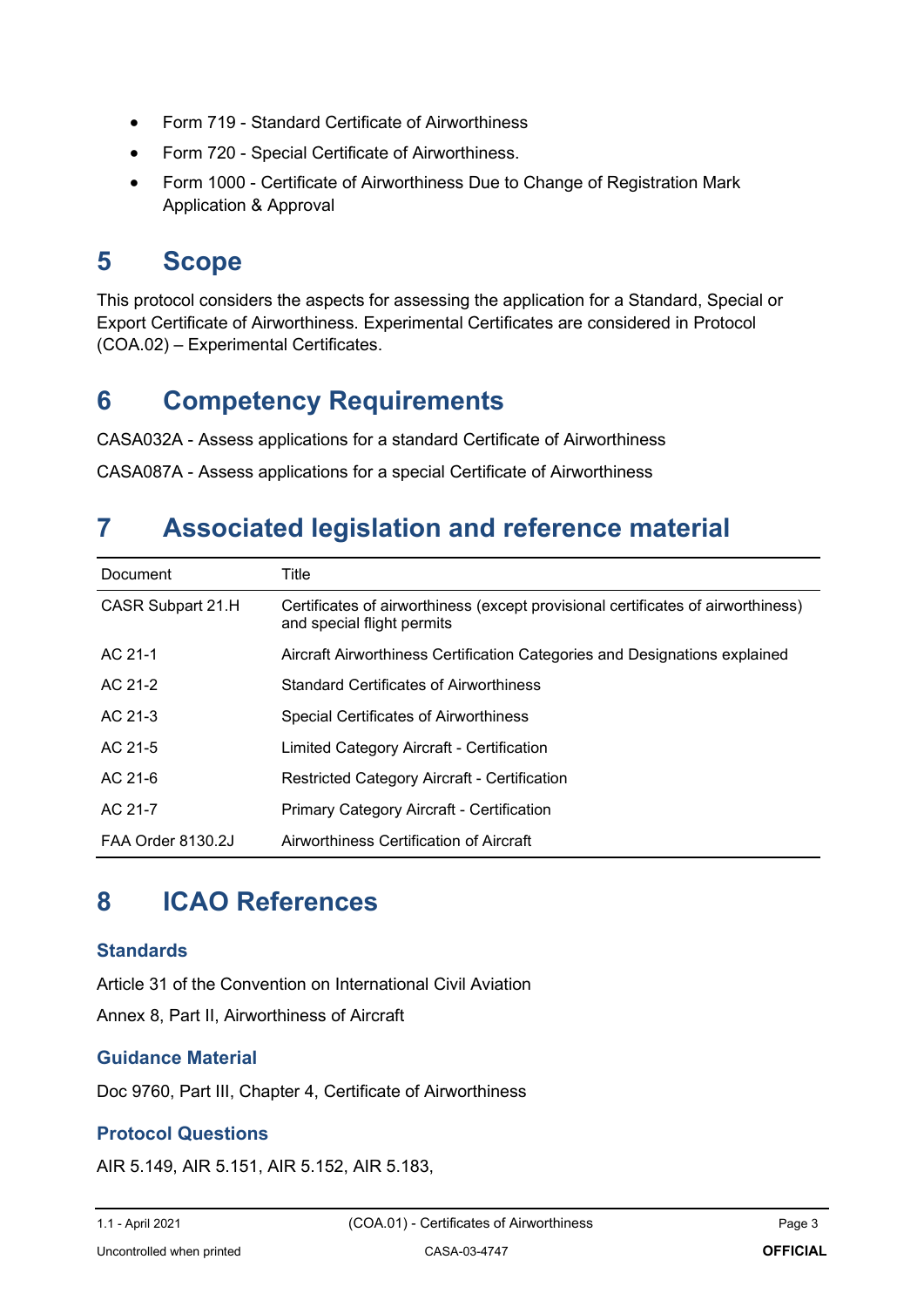- Form 719 - Standard Certificate of Airworthiness
- Form 720 - Special Certificate of Airworthiness.
- Form 1000 - Certificate of Airworthiness Due to Change of Registration Mark Application & Approval

# 5 Scope

This protocol considers the aspects for assessing the application for a Standard, Special or Export Certificate of Airworthiness. Experimental Certificates are considered in Protocol (COA.02) – Experimental Certificates.

# 6 Competency Requirements

CASA032A - Assess applications for a standard Certificate of Airworthiness

CASA087A - Assess applications for a special Certificate of Airworthiness

# 7 Associated legislation and reference material

| Document | Title |
|---|---|
| CASR Subpart 21.H | Certificates of airworthiness (except provisional certificates of airworthiness) and special flight permits |
| AC 21-1 | Aircraft Airworthiness Certification Categories and Designations explained |
| AC 21-2 | Standard Certificates of Airworthiness |
| AC 21-3 | Special Certificates of Airworthiness |
| AC 21-5 | Limited Category Aircraft - Certification |
| AC 21-6 | Restricted Category Aircraft - Certification |
| AC 21-7 | Primary Category Aircraft - Certification |
| FAA Order 8130.2J | Airworthiness Certification of Aircraft |

# 8 ICAO References

### Standards

Article 31 of the Convention on International Civil Aviation

Annex 8, Part II, Airworthiness of Aircraft

### Guidance Material

Doc 9760, Part III, Chapter 4, Certificate of Airworthiness

### Protocol Questions

AIR 5.149, AIR 5.151, AIR 5.152, AIR 5.183,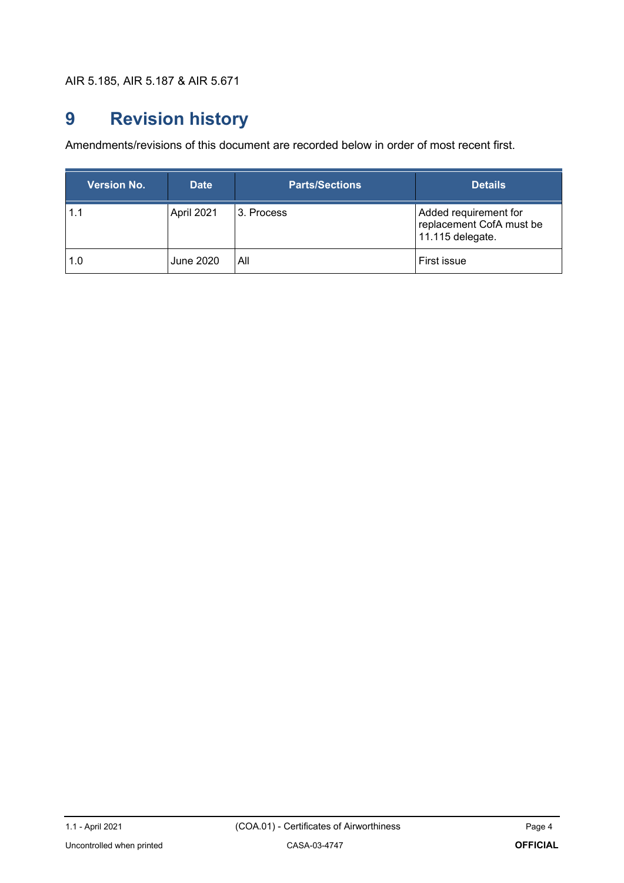AIR 5.185, AIR 5.187 & AIR 5.671

# 9 Revision history

Amendments/revisions of this document are recorded below in order of most recent first.

| Version No. | Date | Parts/Sections | Details |
|---|---|---|---|
| 1.1 | April 2021 | 3. Process | Added requirement for replacement CofA must be 11.115 delegate. |
| 1.0 | June 2020 | All | First issue |